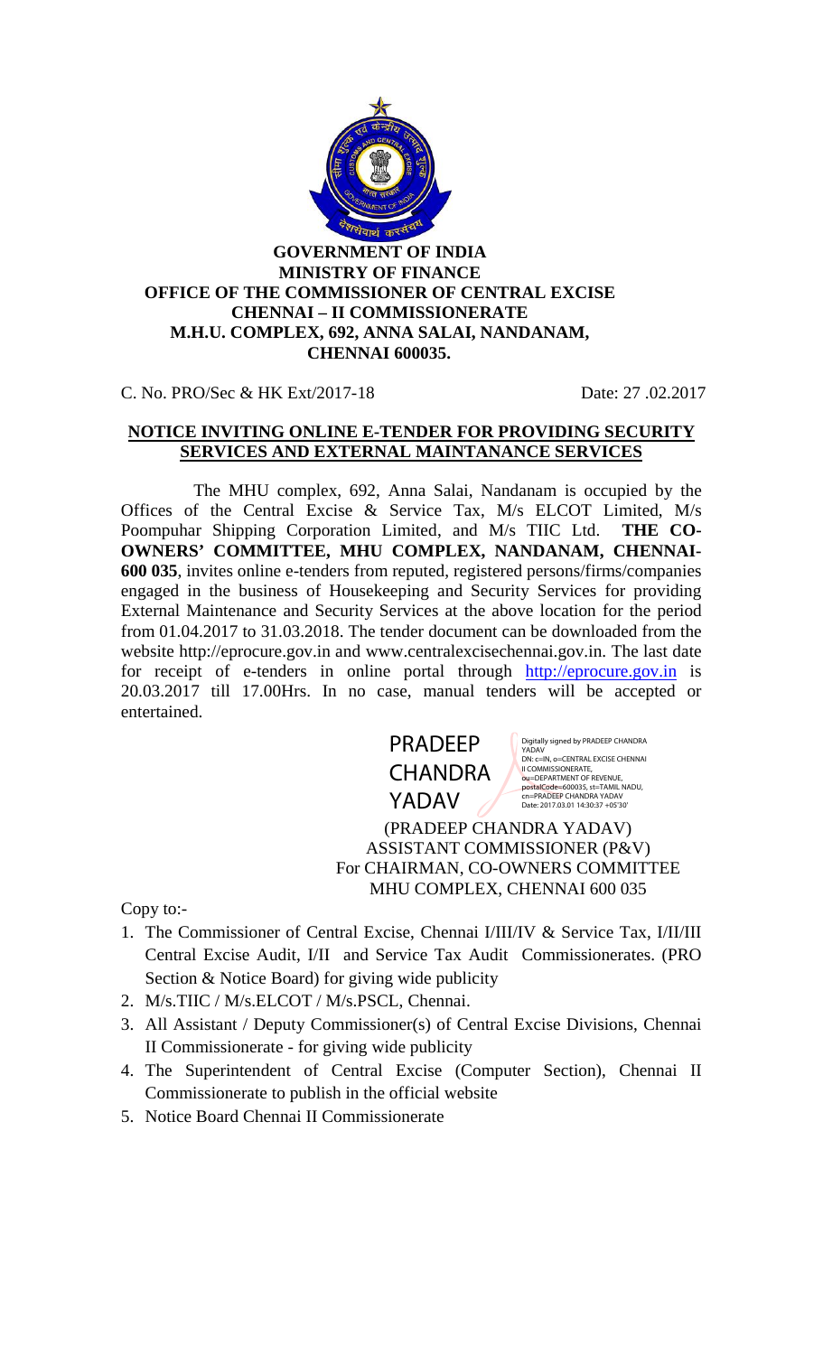**GOVERNMENT OF INDIA**
**MINISTRY OF FINANCE**
**OFFICE OF THE COMMISSIONER OF CENTRAL EXCISE**
**CHENNAI – II COMMISSIONERATE**
**M.H.U. COMPLEX, 692, ANNA SALAI, NANDANAM,**
**CHENNAI 600035.**

C. No. PRO/Sec & HK Ext/2017-18 Date: 27 .02.2017

## NOTICE INVITING ONLINE E-TENDER FOR PROVIDING SECURITY SERVICES AND EXTERNAL MAINTANANCE SERVICES

The MHU complex, 692, Anna Salai, Nandanam is occupied by the Offices of the Central Excise & Service Tax, M/s ELCOT Limited, M/s Poompuhar Shipping Corporation Limited, and M/s TIIC Ltd. **THE CO-OWNERS' COMMITTEE, MHU COMPLEX, NANDANAM, CHENNAI-600 035**, invites online e-tenders from reputed, registered persons/firms/companies engaged in the business of Housekeeping and Security Services for providing External Maintenance and Security Services at the above location for the period from 01.04.2017 to 31.03.2018. The tender document can be downloaded from the website http://eprocure.gov.in and www.centralexcisechennai.gov.in. The last date for receipt of e-tenders in online portal through http://eprocure.gov.in is 20.03.2017 till 17.00Hrs. In no case, manual tenders will be accepted or entertained.

PRADEEP CHANDRA YADAV

Digitally signed by PRADEEP CHANDRA YADAV
DN: c=IN, o=CENTRAL EXCISE CHENNAI II COMMISSIONERATE, ou=DEPARTMENT OF REVENUE, postalCode=600035, st=TAMIL NADU, cn=PRADEEP CHANDRA YADAV
Date: 2017.03.01 14:30:37 +05'30'

(PRADEEP CHANDRA YADAV)
ASSISTANT COMMISSIONER (P&V)
For CHAIRMAN, CO-OWNERS COMMITTEE
MHU COMPLEX, CHENNAI 600 035

Copy to:-

1. The Commissioner of Central Excise, Chennai I/III/IV & Service Tax, I/II/III Central Excise Audit, I/II and Service Tax Audit Commissionerates. (PRO Section & Notice Board) for giving wide publicity
2. M/s.TIIC / M/s.ELCOT / M/s.PSCL, Chennai.
3. All Assistant / Deputy Commissioner(s) of Central Excise Divisions, Chennai II Commissionerate - for giving wide publicity
4. The Superintendent of Central Excise (Computer Section), Chennai II Commissionerate to publish in the official website
5. Notice Board Chennai II Commissionerate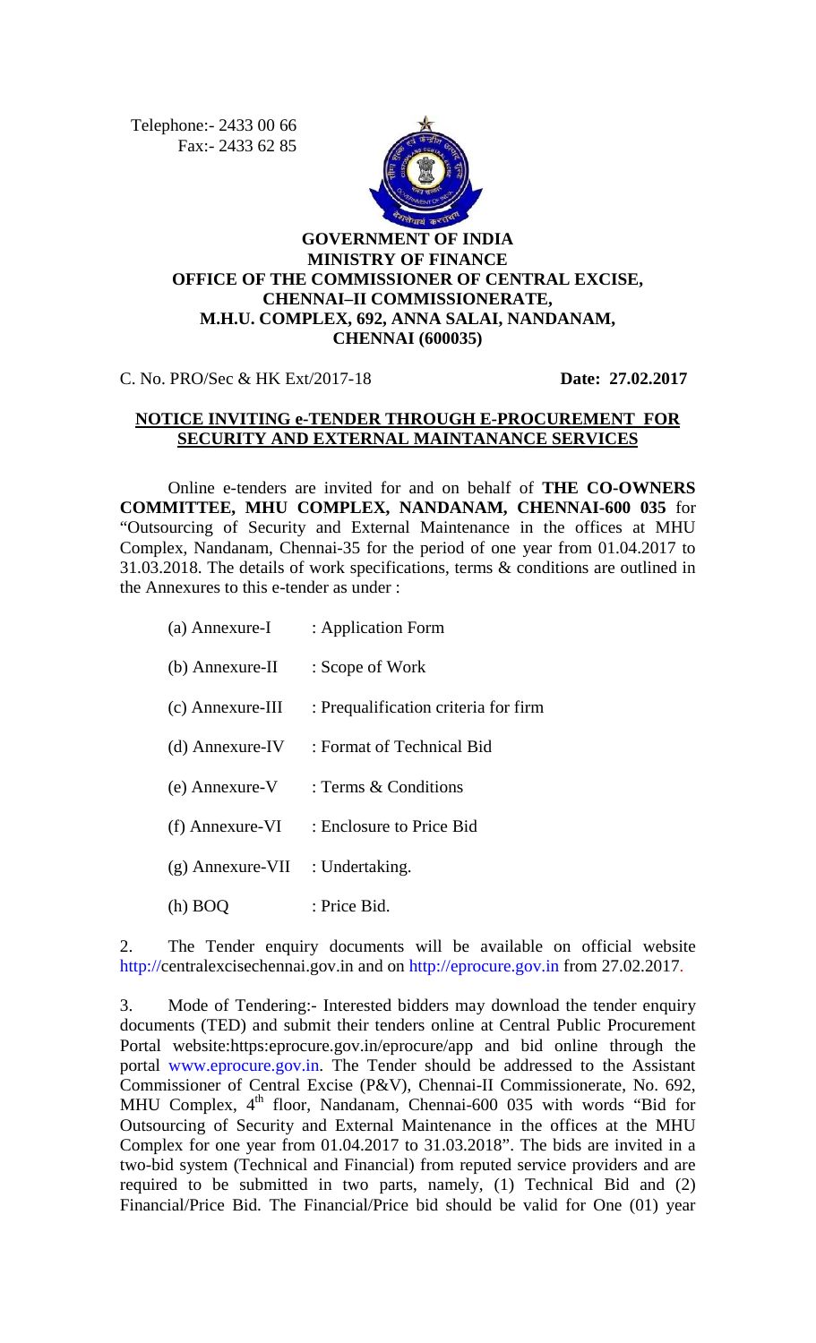Telephone:- 2433 00 66
Fax:- 2433 62 85

**GOVERNMENT OF INDIA**
**MINISTRY OF FINANCE**
**OFFICE OF THE COMMISSIONER OF CENTRAL EXCISE,**
**CHENNAI–II COMMISSIONERATE,**
**M.H.U. COMPLEX, 692, ANNA SALAI, NANDANAM,**
**CHENNAI (600035)**

C. No. PRO/Sec & HK Ext/2017-18 **Date: 27.02.2017**

## NOTICE INVITING e-TENDER THROUGH E-PROCUREMENT FOR SECURITY AND EXTERNAL MAINTANANCE SERVICES

Online e-tenders are invited for and on behalf of **THE CO-OWNERS COMMITTEE, MHU COMPLEX, NANDANAM, CHENNAI-600 035** for "Outsourcing of Security and External Maintenance in the offices at MHU Complex, Nandanam, Chennai-35 for the period of one year from 01.04.2017 to 31.03.2018. The details of work specifications, terms & conditions are outlined in the Annexures to this e-tender as under :

| | |
|---|---|
| (a) Annexure-I | : Application Form |
| (b) Annexure-II | : Scope of Work |
| (c) Annexure-III | : Prequalification criteria for firm |
| (d) Annexure-IV | : Format of Technical Bid |
| (e) Annexure-V | : Terms & Conditions |
| (f) Annexure-VI | : Enclosure to Price Bid |
| (g) Annexure-VII | : Undertaking. |
| (h) BOQ | : Price Bid. |

2. The Tender enquiry documents will be available on official website http://centralexcisechennai.gov.in and on http://eprocure.gov.in from 27.02.2017.

3. Mode of Tendering:- Interested bidders may download the tender enquiry documents (TED) and submit their tenders online at Central Public Procurement Portal website:https:eprocure.gov.in/eprocure/app and bid online through the portal www.eprocure.gov.in. The Tender should be addressed to the Assistant Commissioner of Central Excise (P&V), Chennai-II Commissionerate, No. 692, MHU Complex, 4th floor, Nandanam, Chennai-600 035 with words "Bid for Outsourcing of Security and External Maintenance in the offices at the MHU Complex for one year from 01.04.2017 to 31.03.2018". The bids are invited in a two-bid system (Technical and Financial) from reputed service providers and are required to be submitted in two parts, namely, (1) Technical Bid and (2) Financial/Price Bid. The Financial/Price bid should be valid for One (01) year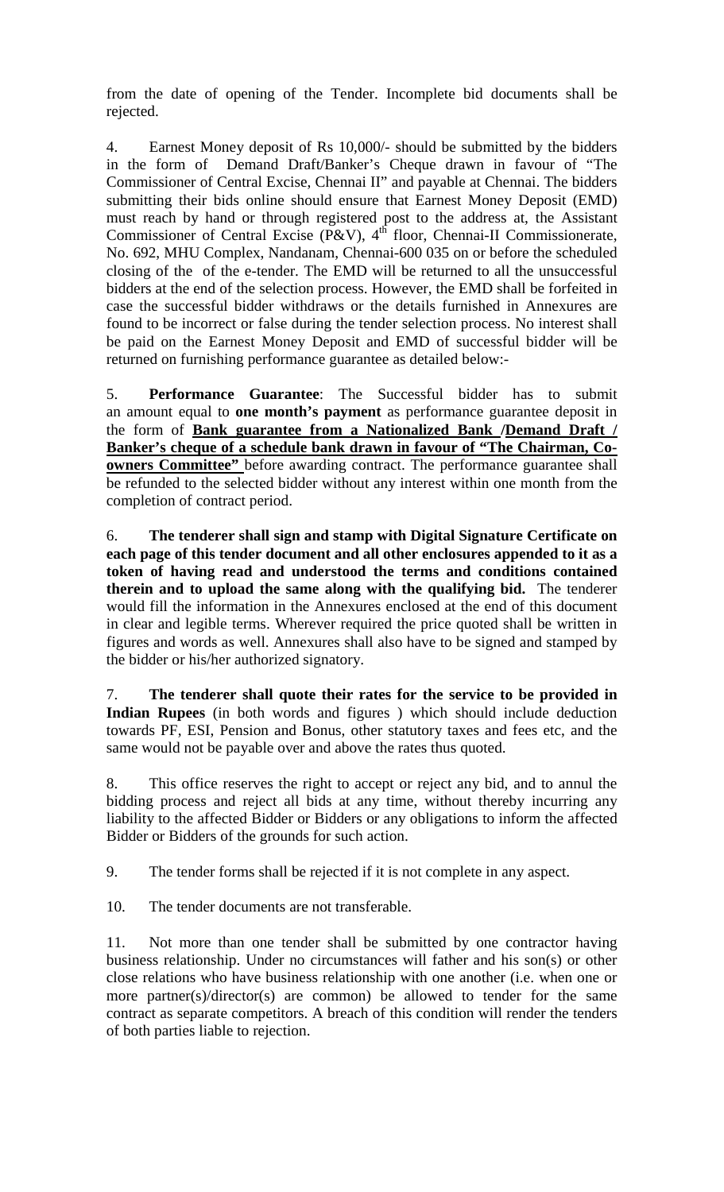from the date of opening of the Tender. Incomplete bid documents shall be rejected.

4. Earnest Money deposit of Rs 10,000/- should be submitted by the bidders in the form of Demand Draft/Banker's Cheque drawn in favour of "The Commissioner of Central Excise, Chennai II" and payable at Chennai. The bidders submitting their bids online should ensure that Earnest Money Deposit (EMD) must reach by hand or through registered post to the address at, the Assistant Commissioner of Central Excise (P&V), 4th floor, Chennai-II Commissionerate, No. 692, MHU Complex, Nandanam, Chennai-600 035 on or before the scheduled closing of the of the e-tender. The EMD will be returned to all the unsuccessful bidders at the end of the selection process. However, the EMD shall be forfeited in case the successful bidder withdraws or the details furnished in Annexures are found to be incorrect or false during the tender selection process. No interest shall be paid on the Earnest Money Deposit and EMD of successful bidder will be returned on furnishing performance guarantee as detailed below:-

5. **Performance Guarantee**: The Successful bidder has to submit an amount equal to **one month's payment** as performance guarantee deposit in the form of **Bank guarantee from a Nationalized Bank /Demand Draft / Banker's cheque of a schedule bank drawn in favour of "The Chairman, Co-owners Committee"** before awarding contract. The performance guarantee shall be refunded to the selected bidder without any interest within one month from the completion of contract period.

6. **The tenderer shall sign and stamp with Digital Signature Certificate on each page of this tender document and all other enclosures appended to it as a token of having read and understood the terms and conditions contained therein and to upload the same along with the qualifying bid.** The tenderer would fill the information in the Annexures enclosed at the end of this document in clear and legible terms. Wherever required the price quoted shall be written in figures and words as well. Annexures shall also have to be signed and stamped by the bidder or his/her authorized signatory.

7. **The tenderer shall quote their rates for the service to be provided in Indian Rupees** (in both words and figures ) which should include deduction towards PF, ESI, Pension and Bonus, other statutory taxes and fees etc, and the same would not be payable over and above the rates thus quoted.

8. This office reserves the right to accept or reject any bid, and to annul the bidding process and reject all bids at any time, without thereby incurring any liability to the affected Bidder or Bidders or any obligations to inform the affected Bidder or Bidders of the grounds for such action.

9. The tender forms shall be rejected if it is not complete in any aspect.

10. The tender documents are not transferable.

11. Not more than one tender shall be submitted by one contractor having business relationship. Under no circumstances will father and his son(s) or other close relations who have business relationship with one another (i.e. when one or more partner(s)/director(s) are common) be allowed to tender for the same contract as separate competitors. A breach of this condition will render the tenders of both parties liable to rejection.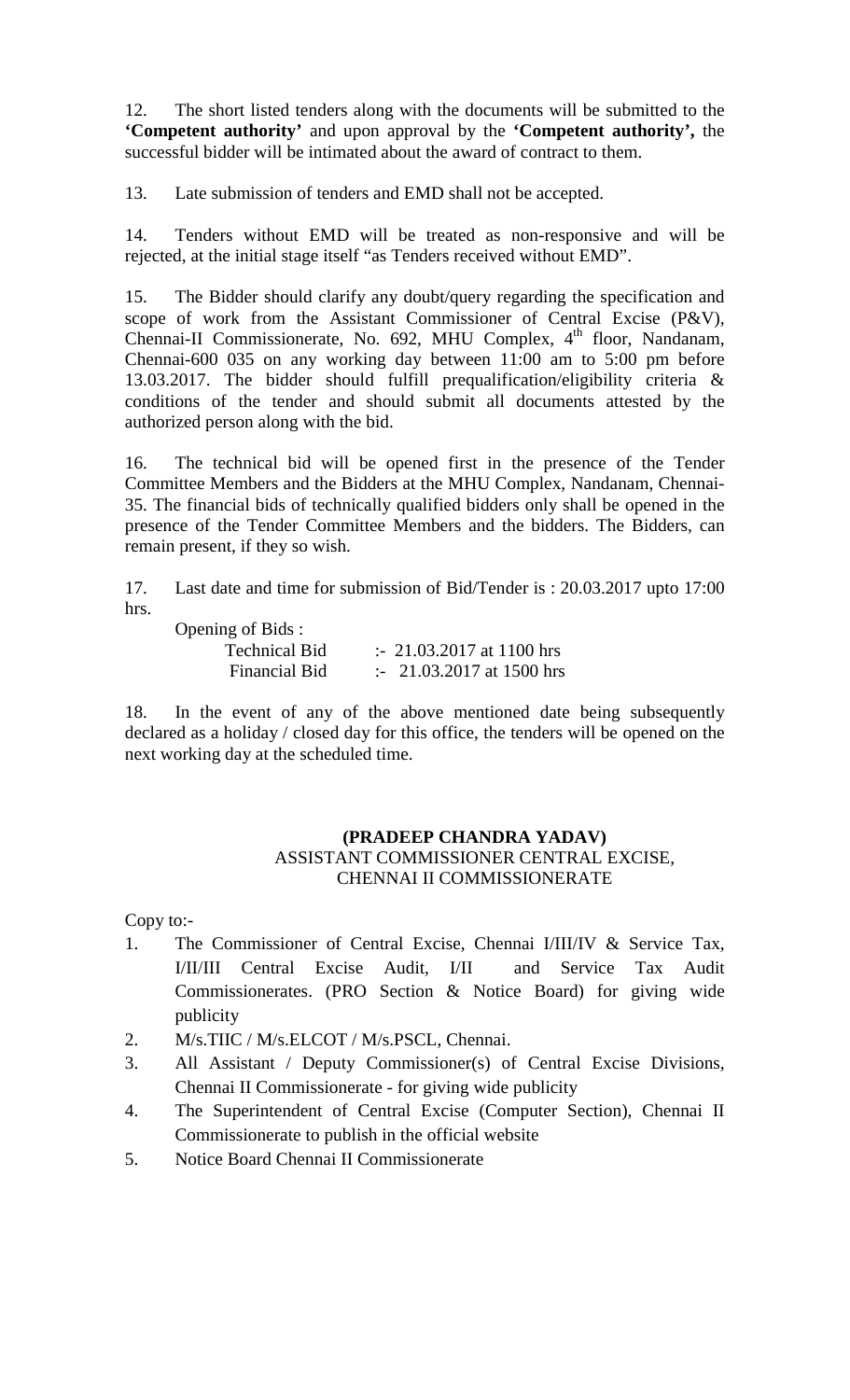12. The short listed tenders along with the documents will be submitted to the **'Competent authority'** and upon approval by the **'Competent authority',** the successful bidder will be intimated about the award of contract to them.

13. Late submission of tenders and EMD shall not be accepted.

14. Tenders without EMD will be treated as non-responsive and will be rejected, at the initial stage itself "as Tenders received without EMD".

15. The Bidder should clarify any doubt/query regarding the specification and scope of work from the Assistant Commissioner of Central Excise (P&V), Chennai-II Commissionerate, No. 692, MHU Complex, 4th floor, Nandanam, Chennai-600 035 on any working day between 11:00 am to 5:00 pm before 13.03.2017. The bidder should fulfill prequalification/eligibility criteria & conditions of the tender and should submit all documents attested by the authorized person along with the bid.

16. The technical bid will be opened first in the presence of the Tender Committee Members and the Bidders at the MHU Complex, Nandanam, Chennai-35. The financial bids of technically qualified bidders only shall be opened in the presence of the Tender Committee Members and the bidders. The Bidders, can remain present, if they so wish.

17. Last date and time for submission of Bid/Tender is : 20.03.2017 upto 17:00 hrs.

Opening of Bids :

| | |
|---|---|
| Technical Bid | :- 21.03.2017 at 1100 hrs |
| Financial Bid | :- 21.03.2017 at 1500 hrs |

18. In the event of any of the above mentioned date being subsequently declared as a holiday / closed day for this office, the tenders will be opened on the next working day at the scheduled time.

**(PRADEEP CHANDRA YADAV)**
ASSISTANT COMMISSIONER CENTRAL EXCISE,
CHENNAI II COMMISSIONERATE

Copy to:-

1. The Commissioner of Central Excise, Chennai I/III/IV & Service Tax, I/II/III Central Excise Audit, I/II and Service Tax Audit Commissionerates. (PRO Section & Notice Board) for giving wide publicity
2. M/s.TIIC / M/s.ELCOT / M/s.PSCL, Chennai.
3. All Assistant / Deputy Commissioner(s) of Central Excise Divisions, Chennai II Commissionerate - for giving wide publicity
4. The Superintendent of Central Excise (Computer Section), Chennai II Commissionerate to publish in the official website
5. Notice Board Chennai II Commissionerate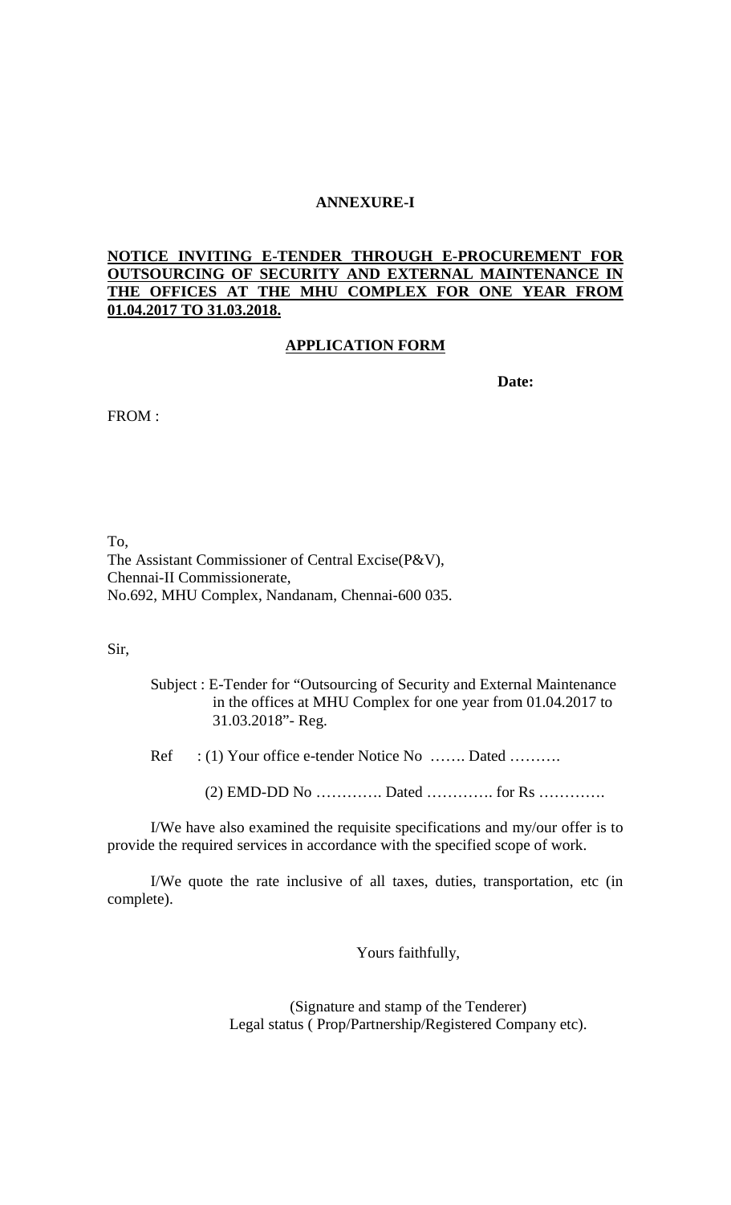**ANNEXURE-I**

**NOTICE INVITING E-TENDER THROUGH E-PROCUREMENT FOR OUTSOURCING OF SECURITY AND EXTERNAL MAINTENANCE IN THE OFFICES AT THE MHU COMPLEX FOR ONE YEAR FROM 01.04.2017 TO 31.03.2018.**

**APPLICATION FORM**

**Date:**

FROM :

To,
The Assistant Commissioner of Central Excise(P&V),
Chennai-II Commissionerate,
No.692, MHU Complex, Nandanam, Chennai-600 035.

Sir,

Subject : E-Tender for "Outsourcing of Security and External Maintenance in the offices at MHU Complex for one year from 01.04.2017 to 31.03.2018"- Reg.

Ref : (1) Your office e-tender Notice No ……. Dated ……….

(2) EMD-DD No …………. Dated …………. for Rs ………….

I/We have also examined the requisite specifications and my/our offer is to provide the required services in accordance with the specified scope of work.

I/We quote the rate inclusive of all taxes, duties, transportation, etc (in complete).

Yours faithfully,

(Signature and stamp of the Tenderer)
Legal status ( Prop/Partnership/Registered Company etc).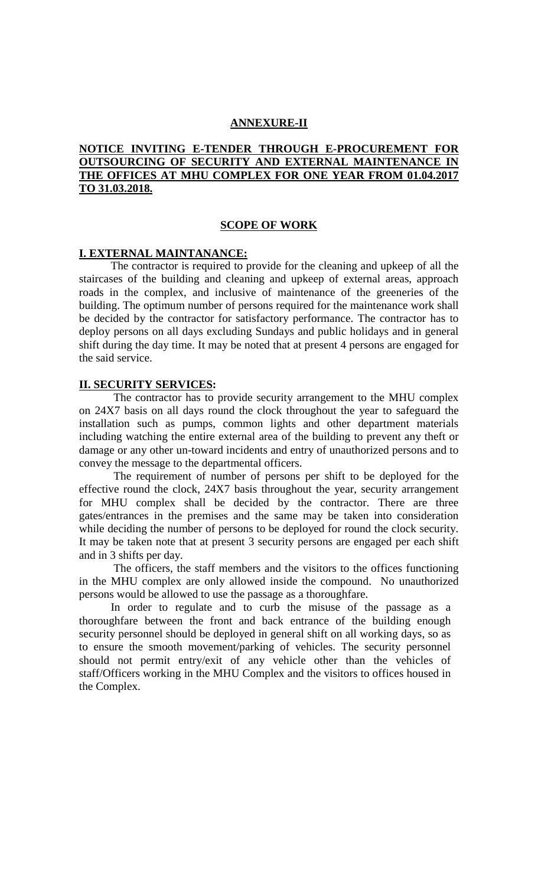## ANNEXURE-II

**NOTICE INVITING E-TENDER THROUGH E-PROCUREMENT FOR OUTSOURCING OF SECURITY AND EXTERNAL MAINTENANCE IN THE OFFICES AT MHU COMPLEX FOR ONE YEAR FROM 01.04.2017 TO 31.03.2018.**

### SCOPE OF WORK

**I. EXTERNAL MAINTANANCE:**

The contractor is required to provide for the cleaning and upkeep of all the staircases of the building and cleaning and upkeep of external areas, approach roads in the complex, and inclusive of maintenance of the greeneries of the building. The optimum number of persons required for the maintenance work shall be decided by the contractor for satisfactory performance. The contractor has to deploy persons on all days excluding Sundays and public holidays and in general shift during the day time. It may be noted that at present 4 persons are engaged for the said service.

**II. SECURITY SERVICES:**

The contractor has to provide security arrangement to the MHU complex on 24X7 basis on all days round the clock throughout the year to safeguard the installation such as pumps, common lights and other department materials including watching the entire external area of the building to prevent any theft or damage or any other un-toward incidents and entry of unauthorized persons and to convey the message to the departmental officers.

The requirement of number of persons per shift to be deployed for the effective round the clock, 24X7 basis throughout the year, security arrangement for MHU complex shall be decided by the contractor. There are three gates/entrances in the premises and the same may be taken into consideration while deciding the number of persons to be deployed for round the clock security. It may be taken note that at present 3 security persons are engaged per each shift and in 3 shifts per day.

The officers, the staff members and the visitors to the offices functioning in the MHU complex are only allowed inside the compound. No unauthorized persons would be allowed to use the passage as a thoroughfare.

In order to regulate and to curb the misuse of the passage as a thoroughfare between the front and back entrance of the building enough security personnel should be deployed in general shift on all working days, so as to ensure the smooth movement/parking of vehicles. The security personnel should not permit entry/exit of any vehicle other than the vehicles of staff/Officers working in the MHU Complex and the visitors to offices housed in the Complex.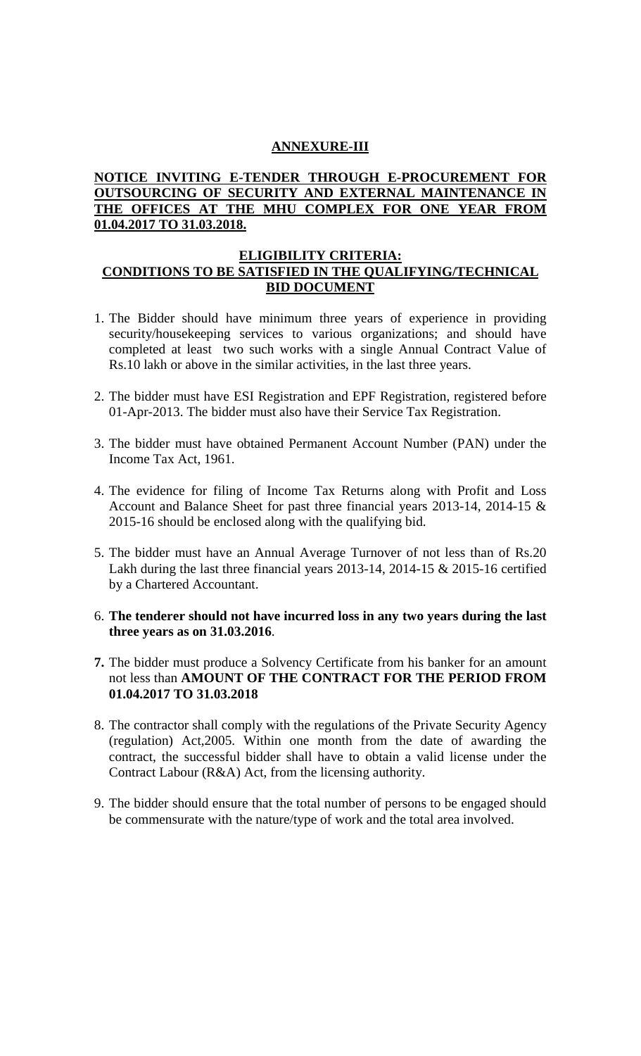**ANNEXURE-III**

**NOTICE INVITING E-TENDER THROUGH E-PROCUREMENT FOR OUTSOURCING OF SECURITY AND EXTERNAL MAINTENANCE IN THE OFFICES AT THE MHU COMPLEX FOR ONE YEAR FROM 01.04.2017 TO 31.03.2018.**

**ELIGIBILITY CRITERIA:**
**CONDITIONS TO BE SATISFIED IN THE QUALIFYING/TECHNICAL BID DOCUMENT**

1. The Bidder should have minimum three years of experience in providing security/housekeeping services to various organizations; and should have completed at least two such works with a single Annual Contract Value of Rs.10 lakh or above in the similar activities, in the last three years.

2. The bidder must have ESI Registration and EPF Registration, registered before 01-Apr-2013. The bidder must also have their Service Tax Registration.

3. The bidder must have obtained Permanent Account Number (PAN) under the Income Tax Act, 1961.

4. The evidence for filing of Income Tax Returns along with Profit and Loss Account and Balance Sheet for past three financial years 2013-14, 2014-15 & 2015-16 should be enclosed along with the qualifying bid.

5. The bidder must have an Annual Average Turnover of not less than of Rs.20 Lakh during the last three financial years 2013-14, 2014-15 & 2015-16 certified by a Chartered Accountant.

6. **The tenderer should not have incurred loss in any two years during the last three years as on 31.03.2016**.

7. The bidder must produce a Solvency Certificate from his banker for an amount not less than **AMOUNT OF THE CONTRACT FOR THE PERIOD FROM 01.04.2017 TO 31.03.2018**

8. The contractor shall comply with the regulations of the Private Security Agency (regulation) Act,2005. Within one month from the date of awarding the contract, the successful bidder shall have to obtain a valid license under the Contract Labour (R&A) Act, from the licensing authority.

9. The bidder should ensure that the total number of persons to be engaged should be commensurate with the nature/type of work and the total area involved.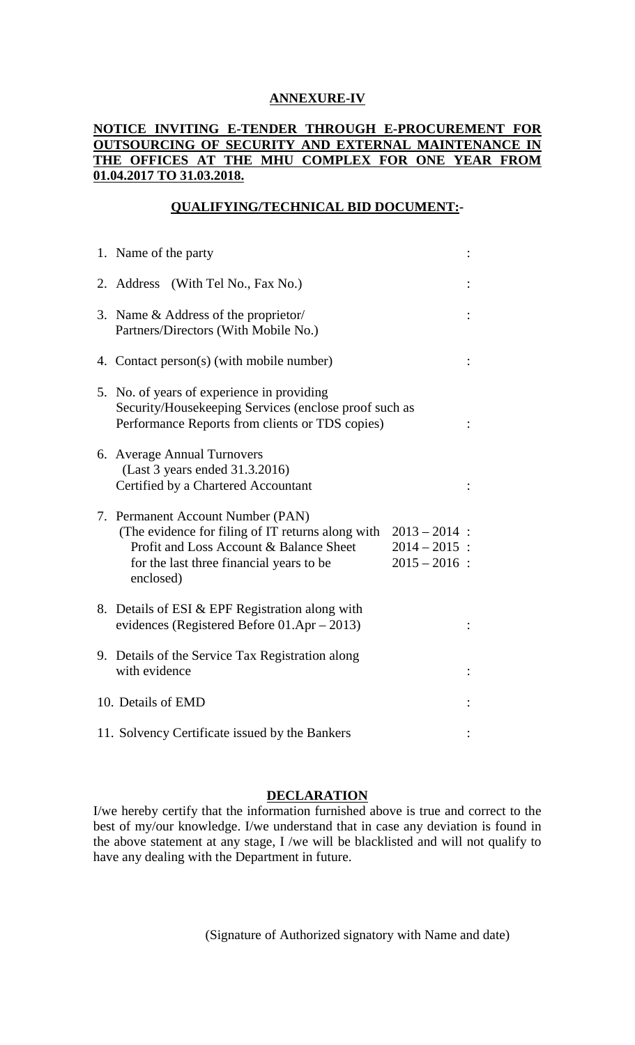## ANNEXURE-IV

## NOTICE INVITING E-TENDER THROUGH E-PROCUREMENT FOR OUTSOURCING OF SECURITY AND EXTERNAL MAINTENANCE IN THE OFFICES AT THE MHU COMPLEX FOR ONE YEAR FROM 01.04.2017 TO 31.03.2018.

### QUALIFYING/TECHNICAL BID DOCUMENT:-

1. Name of the party :
2. Address (With Tel No., Fax No.) :
3. Name & Address of the proprietor/ Partners/Directors (With Mobile No.) :
4. Contact person(s) (with mobile number) :
5. No. of years of experience in providing Security/Housekeeping Services (enclose proof such as Performance Reports from clients or TDS copies) :
6. Average Annual Turnovers (Last 3 years ended 31.3.2016) Certified by a Chartered Accountant :
7. Permanent Account Number (PAN) (The evidence for filing of IT returns along with Profit and Loss Account & Balance Sheet for the last three financial years to be enclosed)
   - 2013 – 2014 :
   - 2014 – 2015 :
   - 2015 – 2016 :
8. Details of ESI & EPF Registration along with evidences (Registered Before 01.Apr – 2013) :
9. Details of the Service Tax Registration along with evidence :
10. Details of EMD :
11. Solvency Certificate issued by the Bankers :

### DECLARATION

I/we hereby certify that the information furnished above is true and correct to the best of my/our knowledge. I/we understand that in case any deviation is found in the above statement at any stage, I /we will be blacklisted and will not qualify to have any dealing with the Department in future.

(Signature of Authorized signatory with Name and date)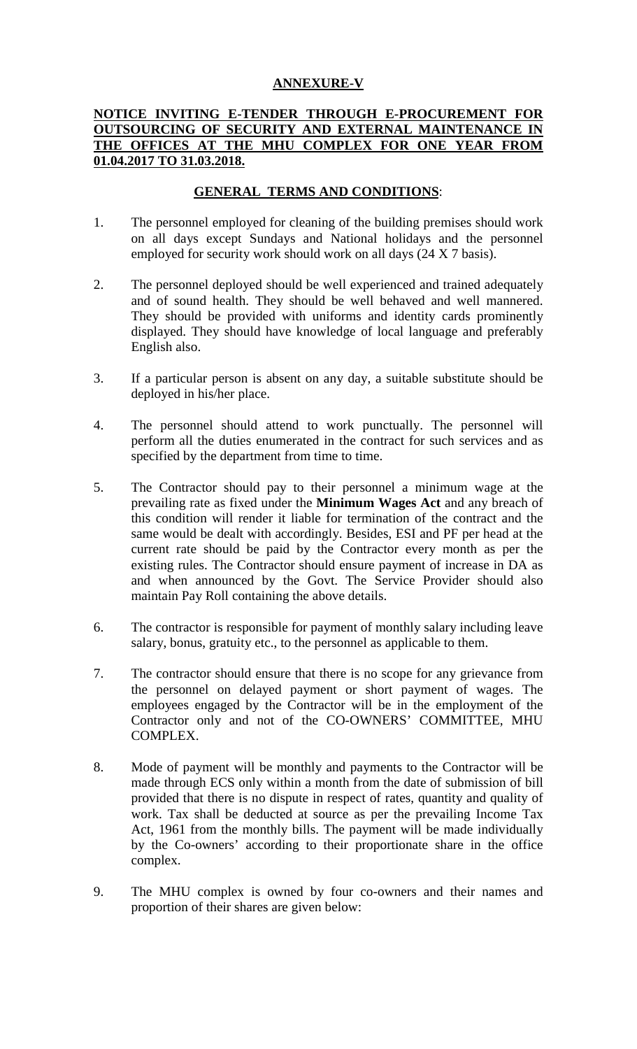**ANNEXURE-V**

**NOTICE INVITING E-TENDER THROUGH E-PROCUREMENT FOR OUTSOURCING OF SECURITY AND EXTERNAL MAINTENANCE IN THE OFFICES AT THE MHU COMPLEX FOR ONE YEAR FROM 01.04.2017 TO 31.03.2018.**

**GENERAL TERMS AND CONDITIONS**:

1. The personnel employed for cleaning of the building premises should work on all days except Sundays and National holidays and the personnel employed for security work should work on all days (24 X 7 basis).

2. The personnel deployed should be well experienced and trained adequately and of sound health. They should be well behaved and well mannered. They should be provided with uniforms and identity cards prominently displayed. They should have knowledge of local language and preferably English also.

3. If a particular person is absent on any day, a suitable substitute should be deployed in his/her place.

4. The personnel should attend to work punctually. The personnel will perform all the duties enumerated in the contract for such services and as specified by the department from time to time.

5. The Contractor should pay to their personnel a minimum wage at the prevailing rate as fixed under the **Minimum Wages Act** and any breach of this condition will render it liable for termination of the contract and the same would be dealt with accordingly. Besides, ESI and PF per head at the current rate should be paid by the Contractor every month as per the existing rules. The Contractor should ensure payment of increase in DA as and when announced by the Govt. The Service Provider should also maintain Pay Roll containing the above details.

6. The contractor is responsible for payment of monthly salary including leave salary, bonus, gratuity etc., to the personnel as applicable to them.

7. The contractor should ensure that there is no scope for any grievance from the personnel on delayed payment or short payment of wages. The employees engaged by the Contractor will be in the employment of the Contractor only and not of the CO-OWNERS' COMMITTEE, MHU COMPLEX.

8. Mode of payment will be monthly and payments to the Contractor will be made through ECS only within a month from the date of submission of bill provided that there is no dispute in respect of rates, quantity and quality of work. Tax shall be deducted at source as per the prevailing Income Tax Act, 1961 from the monthly bills. The payment will be made individually by the Co-owners' according to their proportionate share in the office complex.

9. The MHU complex is owned by four co-owners and their names and proportion of their shares are given below: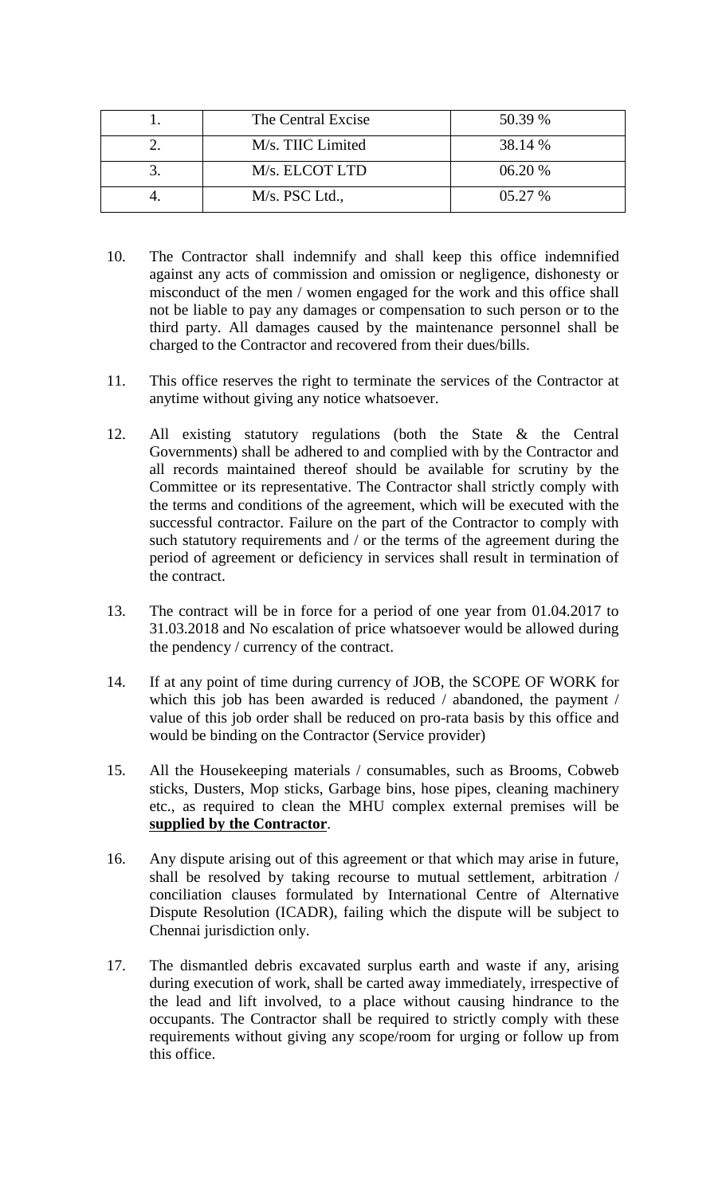| | | |
|---|---|---|
| 1. | The Central Excise | 50.39 % |
| 2. | M/s. TIIC Limited | 38.14 % |
| 3. | M/s. ELCOT LTD | 06.20 % |
| 4. | M/s. PSC Ltd., | 05.27 % |

10. The Contractor shall indemnify and shall keep this office indemnified against any acts of commission and omission or negligence, dishonesty or misconduct of the men / women engaged for the work and this office shall not be liable to pay any damages or compensation to such person or to the third party. All damages caused by the maintenance personnel shall be charged to the Contractor and recovered from their dues/bills.

11. This office reserves the right to terminate the services of the Contractor at anytime without giving any notice whatsoever.

12. All existing statutory regulations (both the State & the Central Governments) shall be adhered to and complied with by the Contractor and all records maintained thereof should be available for scrutiny by the Committee or its representative. The Contractor shall strictly comply with the terms and conditions of the agreement, which will be executed with the successful contractor. Failure on the part of the Contractor to comply with such statutory requirements and / or the terms of the agreement during the period of agreement or deficiency in services shall result in termination of the contract.

13. The contract will be in force for a period of one year from 01.04.2017 to 31.03.2018 and No escalation of price whatsoever would be allowed during the pendency / currency of the contract.

14. If at any point of time during currency of JOB, the SCOPE OF WORK for which this job has been awarded is reduced / abandoned, the payment / value of this job order shall be reduced on pro-rata basis by this office and would be binding on the Contractor (Service provider)

15. All the Housekeeping materials / consumables, such as Brooms, Cobweb sticks, Dusters, Mop sticks, Garbage bins, hose pipes, cleaning machinery etc., as required to clean the MHU complex external premises will be **supplied by the Contractor**.

16. Any dispute arising out of this agreement or that which may arise in future, shall be resolved by taking recourse to mutual settlement, arbitration / conciliation clauses formulated by International Centre of Alternative Dispute Resolution (ICADR), failing which the dispute will be subject to Chennai jurisdiction only.

17. The dismantled debris excavated surplus earth and waste if any, arising during execution of work, shall be carted away immediately, irrespective of the lead and lift involved, to a place without causing hindrance to the occupants. The Contractor shall be required to strictly comply with these requirements without giving any scope/room for urging or follow up from this office.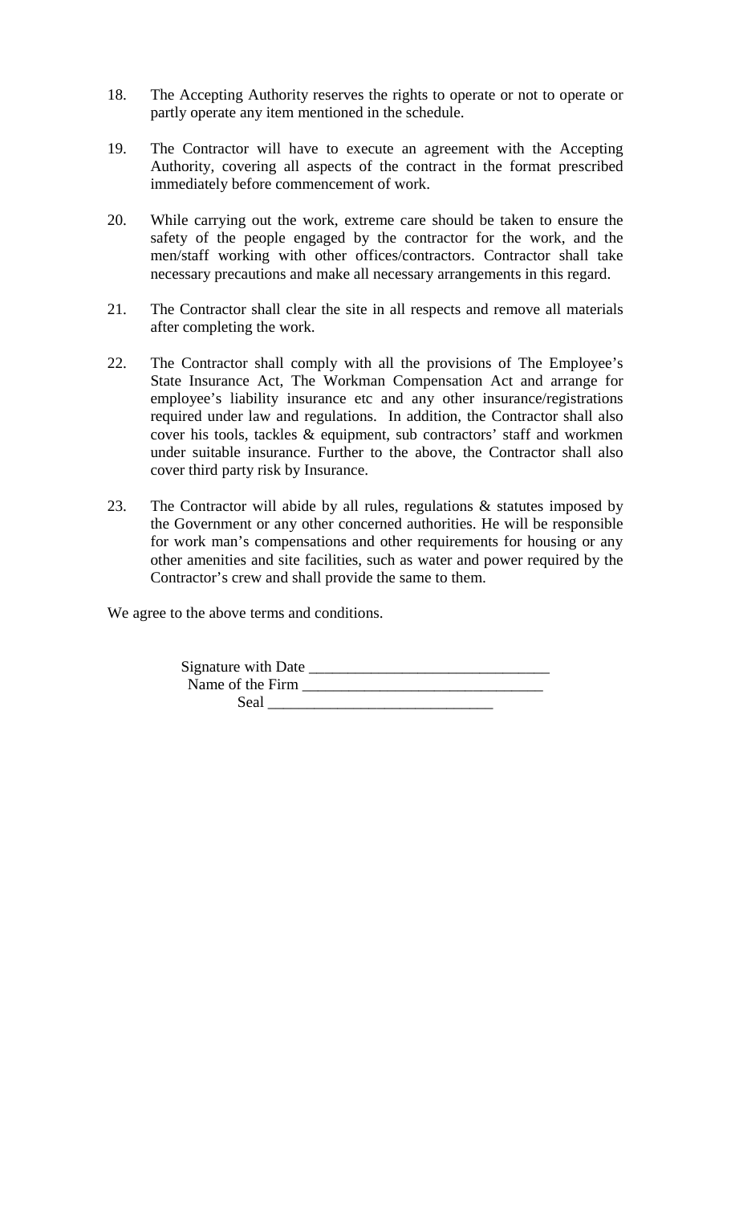18. The Accepting Authority reserves the rights to operate or not to operate or partly operate any item mentioned in the schedule.

19. The Contractor will have to execute an agreement with the Accepting Authority, covering all aspects of the contract in the format prescribed immediately before commencement of work.

20. While carrying out the work, extreme care should be taken to ensure the safety of the people engaged by the contractor for the work, and the men/staff working with other offices/contractors. Contractor shall take necessary precautions and make all necessary arrangements in this regard.

21. The Contractor shall clear the site in all respects and remove all materials after completing the work.

22. The Contractor shall comply with all the provisions of The Employee's State Insurance Act, The Workman Compensation Act and arrange for employee's liability insurance etc and any other insurance/registrations required under law and regulations. In addition, the Contractor shall also cover his tools, tackles & equipment, sub contractors' staff and workmen under suitable insurance. Further to the above, the Contractor shall also cover third party risk by Insurance.

23. The Contractor will abide by all rules, regulations & statutes imposed by the Government or any other concerned authorities. He will be responsible for work man's compensations and other requirements for housing or any other amenities and site facilities, such as water and power required by the Contractor's crew and shall provide the same to them.

We agree to the above terms and conditions.

Signature with Date ______________________________

Name of the Firm ______________________________

Seal ____________________________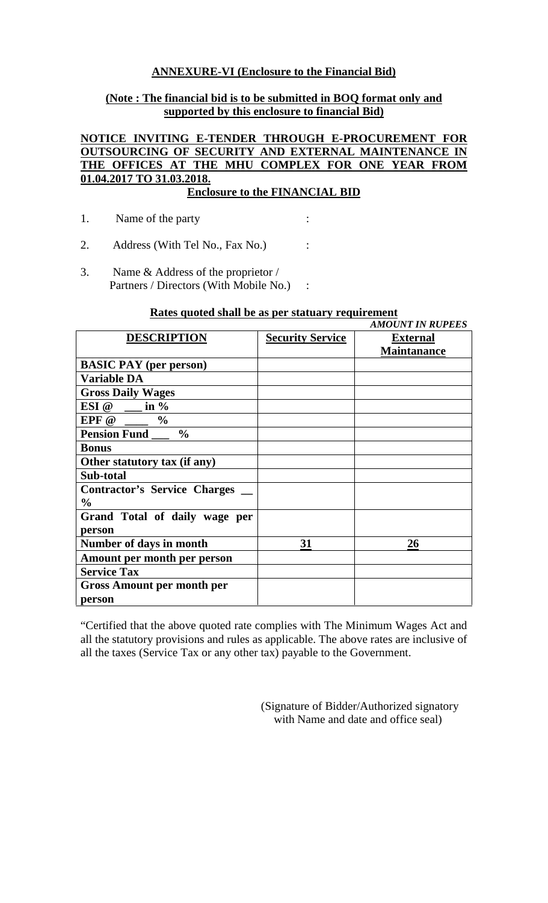## ANNEXURE-VI (Enclosure to the Financial Bid)

**(Note : The financial bid is to be submitted in BOQ format only and supported by this enclosure to financial Bid)**

**NOTICE INVITING E-TENDER THROUGH E-PROCUREMENT FOR OUTSOURCING OF SECURITY AND EXTERNAL MAINTENANCE IN THE OFFICES AT THE MHU COMPLEX FOR ONE YEAR FROM 01.04.2017 TO 31.03.2018.**

**Enclosure to the FINANCIAL BID**

1. Name of the party :
2. Address (With Tel No., Fax No.) :
3. Name & Address of the proprietor / Partners / Directors (With Mobile No.) :

**Rates quoted shall be as per statuary requirement**

*AMOUNT IN RUPEES*

| DESCRIPTION | Security Service | External Maintanance |
|---|---|---|
| BASIC PAY (per person) | | |
| Variable DA | | |
| Gross Daily Wages | | |
| ESI @ ___ in % | | |
| EPF @ ____ % | | |
| Pension Fund ___ % | | |
| Bonus | | |
| Other statutory tax (if any) | | |
| Sub-total | | |
| Contractor's Service Charges __ % | | |
| Grand Total of daily wage per person | | |
| Number of days in month | 31 | 26 |
| Amount per month per person | | |
| Service Tax | | |
| Gross Amount per month per person | | |

"Certified that the above quoted rate complies with The Minimum Wages Act and all the statutory provisions and rules as applicable. The above rates are inclusive of all the taxes (Service Tax or any other tax) payable to the Government.

(Signature of Bidder/Authorized signatory with Name and date and office seal)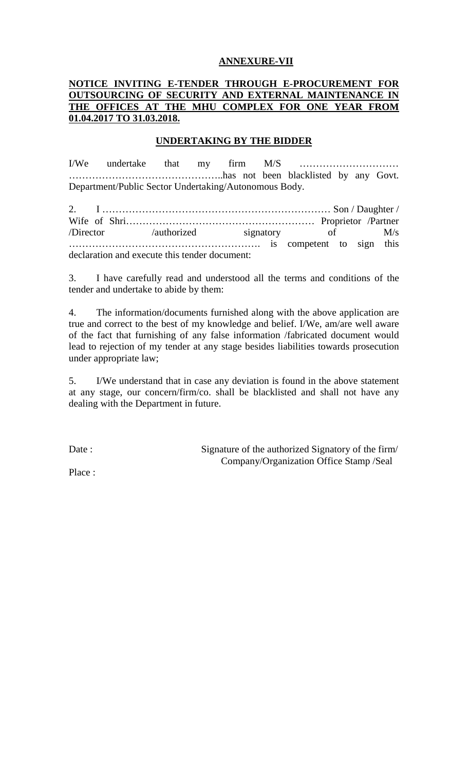**ANNEXURE-VII**

**NOTICE INVITING E-TENDER THROUGH E-PROCUREMENT FOR OUTSOURCING OF SECURITY AND EXTERNAL MAINTENANCE IN THE OFFICES AT THE MHU COMPLEX FOR ONE YEAR FROM 01.04.2017 TO 31.03.2018.**

**UNDERTAKING BY THE BIDDER**

I/We undertake that my firm M/S ………………………… ………………………………………..has not been blacklisted by any Govt. Department/Public Sector Undertaking/Autonomous Body.

2. I …………………………………………………………… Son / Daughter / Wife of Shri………………………………………………… Proprietor /Partner /Director /authorized signatory of M/s …………………………………………………. is competent to sign this declaration and execute this tender document:

3. I have carefully read and understood all the terms and conditions of the tender and undertake to abide by them:

4. The information/documents furnished along with the above application are true and correct to the best of my knowledge and belief. I/We, am/are well aware of the fact that furnishing of any false information /fabricated document would lead to rejection of my tender at any stage besides liabilities towards prosecution under appropriate law;

5. I/We understand that in case any deviation is found in the above statement at any stage, our concern/firm/co. shall be blacklisted and shall not have any dealing with the Department in future.

Date :

Signature of the authorized Signatory of the firm/ Company/Organization Office Stamp /Seal

Place :